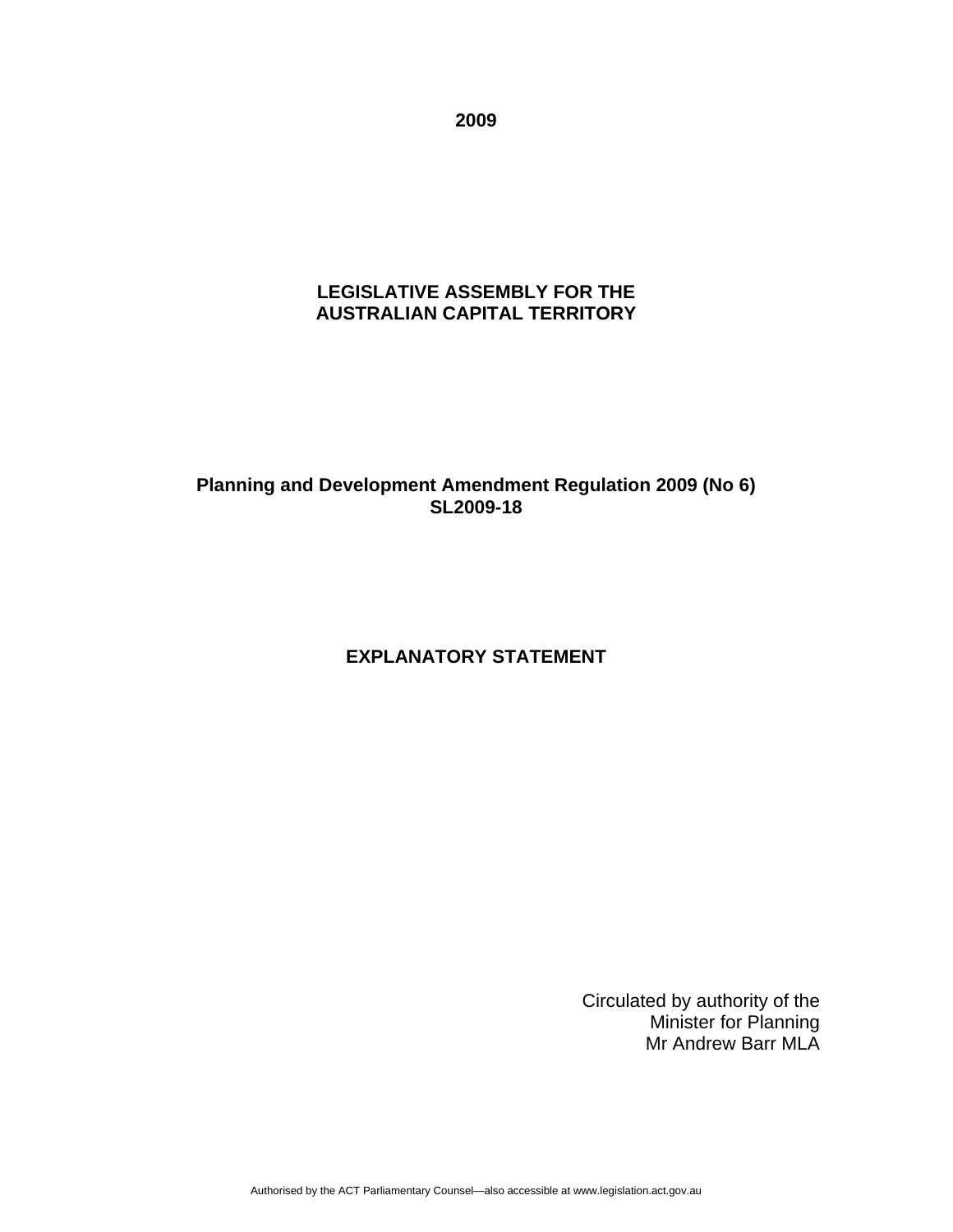**2009**

**LEGISLATIVE ASSEMBLY FOR THE AUSTRALIAN CAPITAL TERRITORY**

**Planning and Development Amendment Regulation 2009 (No 6)**
**SL2009-18**

# EXPLANATORY STATEMENT

Circulated by authority of the
Minister for Planning
Mr Andrew Barr MLA

Authorised by the ACT Parliamentary Counsel—also accessible at www.legislation.act.gov.au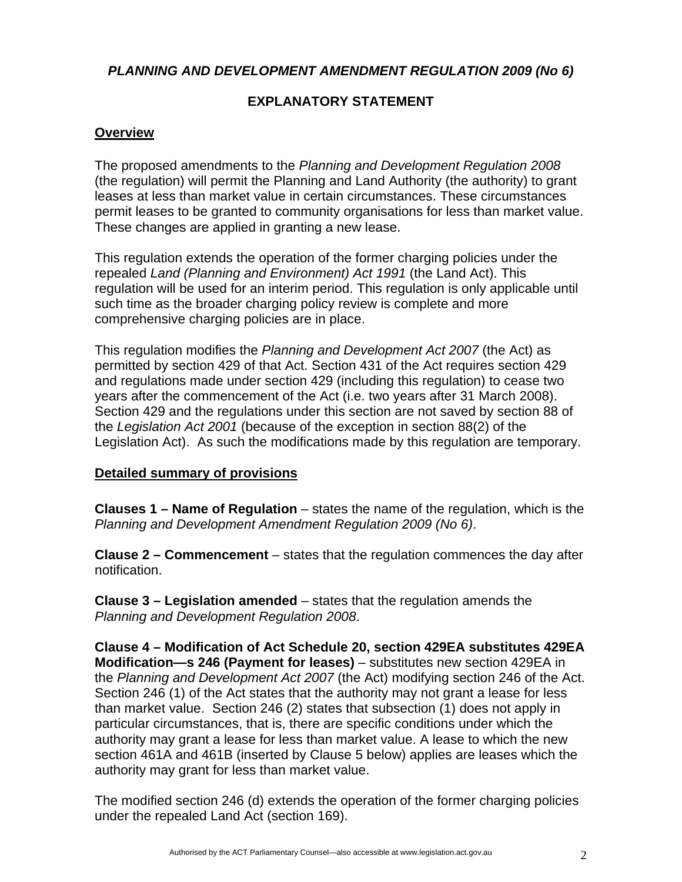## *PLANNING AND DEVELOPMENT AMENDMENT REGULATION 2009 (No 6)*

## EXPLANATORY STATEMENT

### Overview

The proposed amendments to the *Planning and Development Regulation 2008* (the regulation) will permit the Planning and Land Authority (the authority) to grant leases at less than market value in certain circumstances. These circumstances permit leases to be granted to community organisations for less than market value. These changes are applied in granting a new lease.

This regulation extends the operation of the former charging policies under the repealed *Land (Planning and Environment) Act 1991* (the Land Act). This regulation will be used for an interim period. This regulation is only applicable until such time as the broader charging policy review is complete and more comprehensive charging policies are in place.

This regulation modifies the *Planning and Development Act 2007* (the Act) as permitted by section 429 of that Act. Section 431 of the Act requires section 429 and regulations made under section 429 (including this regulation) to cease two years after the commencement of the Act (i.e. two years after 31 March 2008). Section 429 and the regulations under this section are not saved by section 88 of the *Legislation Act 2001* (because of the exception in section 88(2) of the Legislation Act). As such the modifications made by this regulation are temporary.

### Detailed summary of provisions

**Clauses 1 – Name of Regulation** – states the name of the regulation, which is the *Planning and Development Amendment Regulation 2009 (No 6)*.

**Clause 2 – Commencement** – states that the regulation commences the day after notification.

**Clause 3 – Legislation amended** – states that the regulation amends the *Planning and Development Regulation 2008*.

**Clause 4 – Modification of Act Schedule 20, section 429EA substitutes 429EA Modification—s 246 (Payment for leases)** – substitutes new section 429EA in the *Planning and Development Act 2007* (the Act) modifying section 246 of the Act. Section 246 (1) of the Act states that the authority may not grant a lease for less than market value. Section 246 (2) states that subsection (1) does not apply in particular circumstances, that is, there are specific conditions under which the authority may grant a lease for less than market value. A lease to which the new section 461A and 461B (inserted by Clause 5 below) applies are leases which the authority may grant for less than market value.

The modified section 246 (d) extends the operation of the former charging policies under the repealed Land Act (section 169).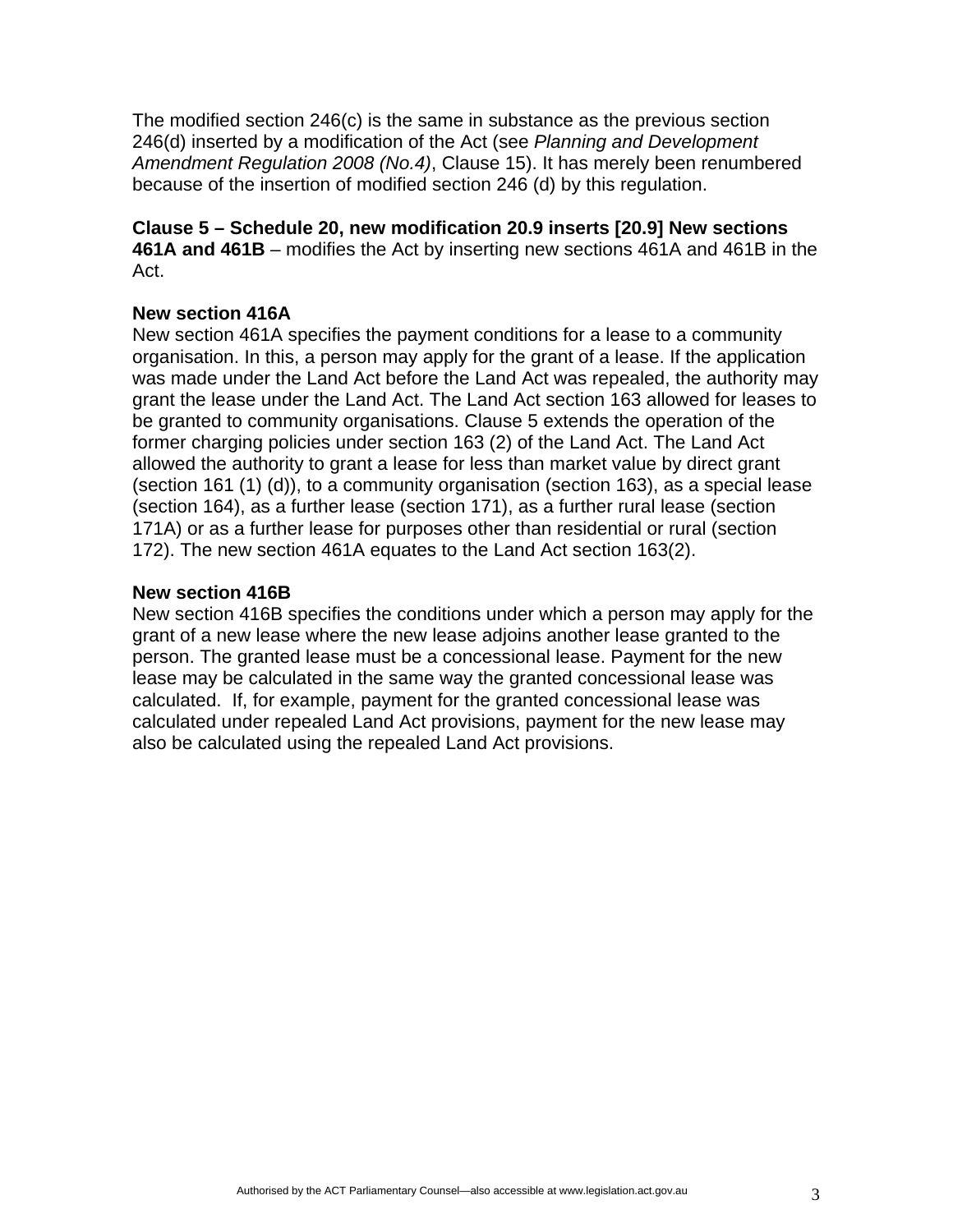The modified section 246(c) is the same in substance as the previous section 246(d) inserted by a modification of the Act (see *Planning and Development Amendment Regulation 2008 (No.4)*, Clause 15). It has merely been renumbered because of the insertion of modified section 246 (d) by this regulation.

**Clause 5 – Schedule 20, new modification 20.9 inserts [20.9] New sections 461A and 461B** – modifies the Act by inserting new sections 461A and 461B in the Act.

**New section 416A**

New section 461A specifies the payment conditions for a lease to a community organisation. In this, a person may apply for the grant of a lease. If the application was made under the Land Act before the Land Act was repealed, the authority may grant the lease under the Land Act. The Land Act section 163 allowed for leases to be granted to community organisations. Clause 5 extends the operation of the former charging policies under section 163 (2) of the Land Act. The Land Act allowed the authority to grant a lease for less than market value by direct grant (section 161 (1) (d)), to a community organisation (section 163), as a special lease (section 164), as a further lease (section 171), as a further rural lease (section 171A) or as a further lease for purposes other than residential or rural (section 172). The new section 461A equates to the Land Act section 163(2).

**New section 416B**

New section 416B specifies the conditions under which a person may apply for the grant of a new lease where the new lease adjoins another lease granted to the person. The granted lease must be a concessional lease. Payment for the new lease may be calculated in the same way the granted concessional lease was calculated. If, for example, payment for the granted concessional lease was calculated under repealed Land Act provisions, payment for the new lease may also be calculated using the repealed Land Act provisions.